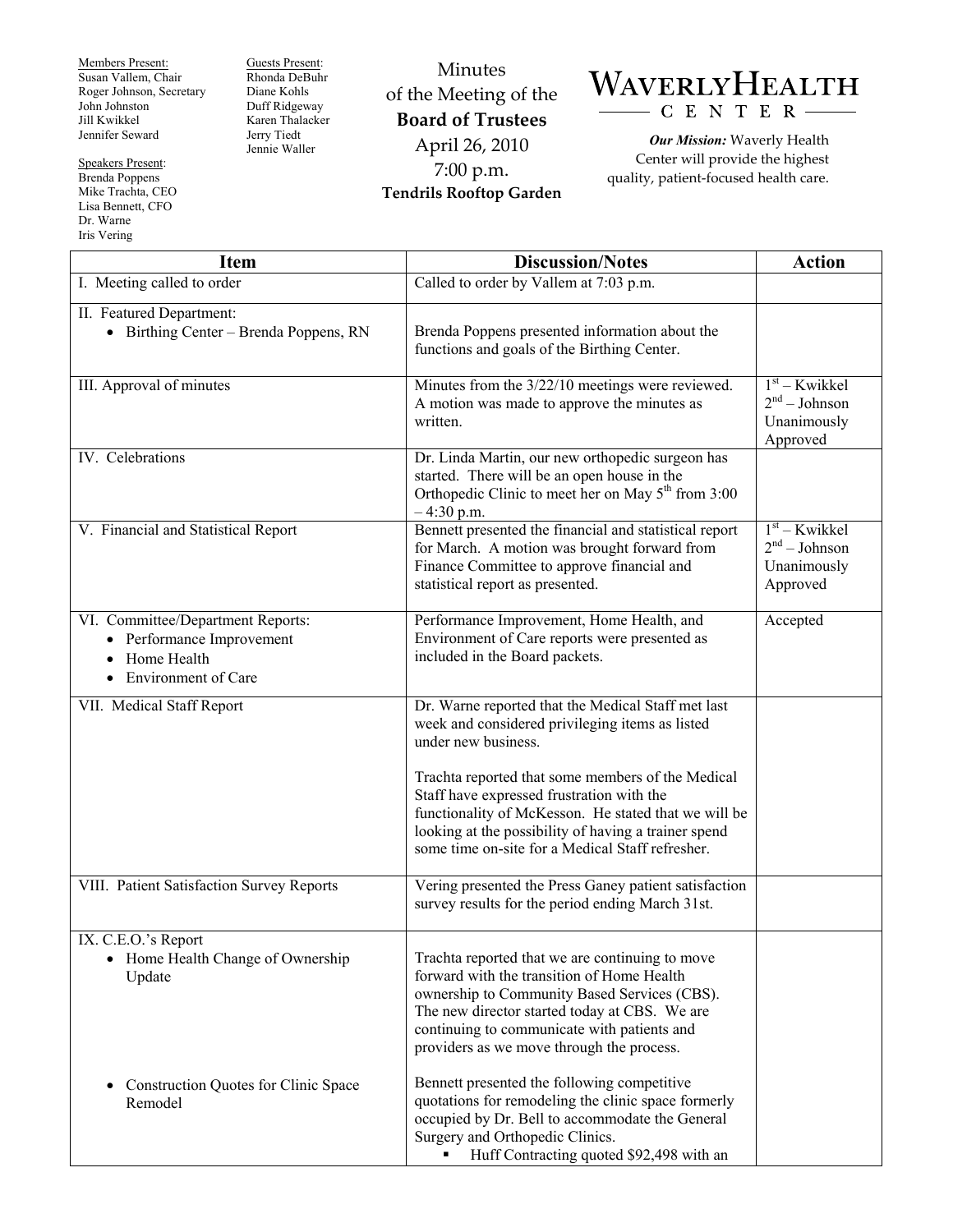Members Present:
Susan Vallem, Chair
Roger Johnson, Secretary
John Johnston
Jill Kwikkel
Jennifer Seward

Speakers Present:
Brenda Poppens
Mike Trachta, CEO
Lisa Bennett, CFO
Dr. Warne
Iris Vering

Guests Present:
Rhonda DeBuhr
Diane Kohls
Duff Ridgeway
Karen Thalacker
Jerry Tiedt
Jennie Waller

# Minutes of the Meeting of the Board of Trustees

April 26, 2010
7:00 p.m.
**Tendrils Rooftop Garden**

**WAVERLY HEALTH CENTER**

***Our Mission:*** Waverly Health Center will provide the highest quality, patient-focused health care.

| Item | Discussion/Notes | Action |
|---|---|---|
| I. Meeting called to order | Called to order by Vallem at 7:03 p.m. | |
| II. Featured Department:<br>• Birthing Center – Brenda Poppens, RN | Brenda Poppens presented information about the functions and goals of the Birthing Center. | |
| III. Approval of minutes | Minutes from the 3/22/10 meetings were reviewed. A motion was made to approve the minutes as written. | 1st – Kwikkel<br>2nd – Johnson<br>Unanimously Approved |
| IV. Celebrations | Dr. Linda Martin, our new orthopedic surgeon has started. There will be an open house in the Orthopedic Clinic to meet her on May 5th from 3:00 – 4:30 p.m. | |
| V. Financial and Statistical Report | Bennett presented the financial and statistical report for March. A motion was brought forward from Finance Committee to approve financial and statistical report as presented. | 1st – Kwikkel<br>2nd – Johnson<br>Unanimously Approved |
| VI. Committee/Department Reports:<br>• Performance Improvement<br>• Home Health<br>• Environment of Care | Performance Improvement, Home Health, and Environment of Care reports were presented as included in the Board packets. | Accepted |
| VII. Medical Staff Report | Dr. Warne reported that the Medical Staff met last week and considered privileging items as listed under new business.<br><br>Trachta reported that some members of the Medical Staff have expressed frustration with the functionality of McKesson. He stated that we will be looking at the possibility of having a trainer spend some time on-site for a Medical Staff refresher. | |
| VIII. Patient Satisfaction Survey Reports | Vering presented the Press Ganey patient satisfaction survey results for the period ending March 31st. | |
| IX. C.E.O.'s Report<br>• Home Health Change of Ownership Update<br><br>• Construction Quotes for Clinic Space Remodel | Trachta reported that we are continuing to move forward with the transition of Home Health ownership to Community Based Services (CBS). The new director started today at CBS. We are continuing to communicate with patients and providers as we move through the process.<br><br>Bennett presented the following competitive quotations for remodeling the clinic space formerly occupied by Dr. Bell to accommodate the General Surgery and Orthopedic Clinics.<br>▪ Huff Contracting quoted $92,498 with an | |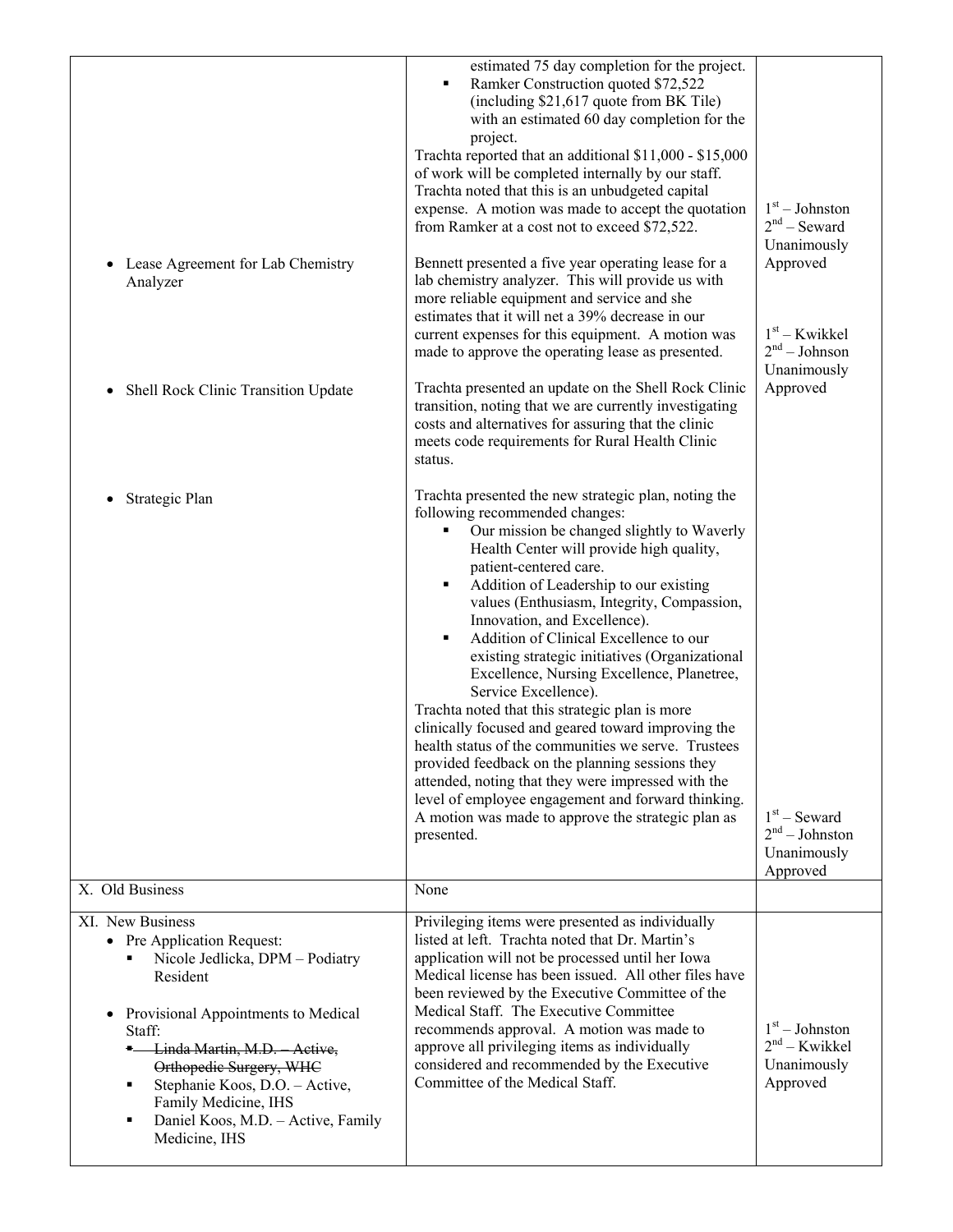| | | |
|---|---|---|
| | estimated 75 day completion for the project.<br>▪ Ramker Construction quoted $72,522 (including $21,617 quote from BK Tile) with an estimated 60 day completion for the project.<br>Trachta reported that an additional $11,000 - $15,000 of work will be completed internally by our staff. Trachta noted that this is an unbudgeted capital expense. A motion was made to accept the quotation from Ramker at a cost not to exceed $72,522. | 1st – Johnston<br>2nd – Seward<br>Unanimously Approved |
| • Lease Agreement for Lab Chemistry Analyzer | Bennett presented a five year operating lease for a lab chemistry analyzer. This will provide us with more reliable equipment and service and she estimates that it will net a 39% decrease in our current expenses for this equipment. A motion was made to approve the operating lease as presented. | 1st – Kwikkel<br>2nd – Johnson<br>Unanimously Approved |
| • Shell Rock Clinic Transition Update | Trachta presented an update on the Shell Rock Clinic transition, noting that we are currently investigating costs and alternatives for assuring that the clinic meets code requirements for Rural Health Clinic status. | |
| • Strategic Plan | Trachta presented the new strategic plan, noting the following recommended changes:<br>▪ Our mission be changed slightly to Waverly Health Center will provide high quality, patient-centered care.<br>▪ Addition of Leadership to our existing values (Enthusiasm, Integrity, Compassion, Innovation, and Excellence).<br>▪ Addition of Clinical Excellence to our existing strategic initiatives (Organizational Excellence, Nursing Excellence, Planetree, Service Excellence).<br>Trachta noted that this strategic plan is more clinically focused and geared toward improving the health status of the communities we serve. Trustees provided feedback on the planning sessions they attended, noting that they were impressed with the level of employee engagement and forward thinking. A motion was made to approve the strategic plan as presented. | 1st – Seward<br>2nd – Johnston<br>Unanimously Approved |
| X. Old Business | None | |
| XI. New Business<br>• Pre Application Request:<br>▪ Nicole Jedlicka, DPM – Podiatry Resident<br><br>• Provisional Appointments to Medical Staff:<br>▪ ~~Linda Martin, M.D. – Active, Orthopedic Surgery, WHC~~<br>▪ Stephanie Koos, D.O. – Active, Family Medicine, IHS<br>▪ Daniel Koos, M.D. – Active, Family Medicine, IHS | Privileging items were presented as individually listed at left. Trachta noted that Dr. Martin's application will not be processed until her Iowa Medical license has been issued. All other files have been reviewed by the Executive Committee of the Medical Staff. The Executive Committee recommends approval. A motion was made to approve all privileging items as individually considered and recommended by the Executive Committee of the Medical Staff. | 1st – Johnston<br>2nd – Kwikkel<br>Unanimously Approved |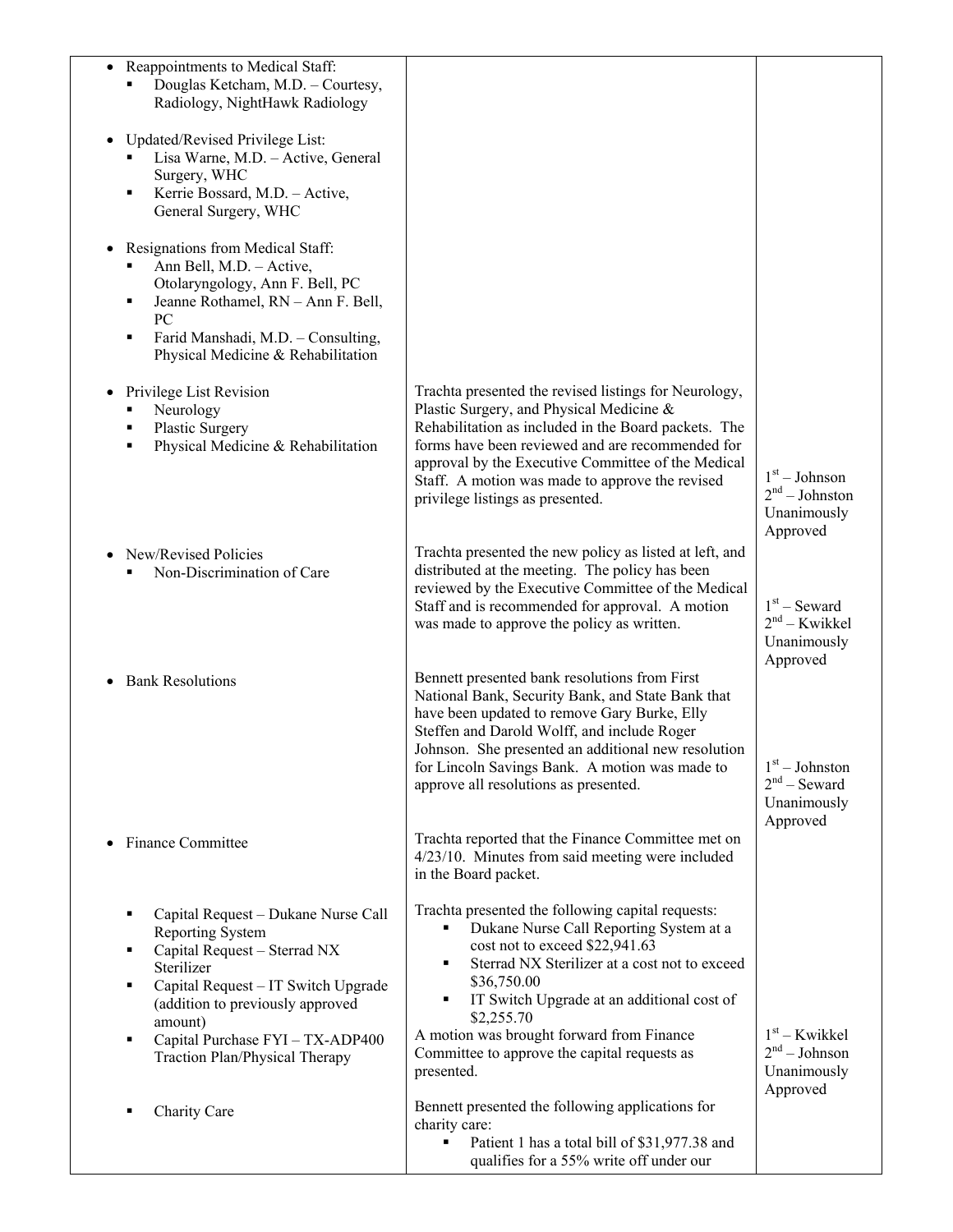| | | |
|---|---|---|
| • Reappointments to Medical Staff:<br>▪ Douglas Ketcham, M.D. – Courtesy, Radiology, NightHawk Radiology<br><br>• Updated/Revised Privilege List:<br>▪ Lisa Warne, M.D. – Active, General Surgery, WHC<br>▪ Kerrie Bossard, M.D. – Active, General Surgery, WHC<br><br>• Resignations from Medical Staff:<br>▪ Ann Bell, M.D. – Active, Otolaryngology, Ann F. Bell, PC<br>▪ Jeanne Rothamel, RN – Ann F. Bell, PC<br>▪ Farid Manshadi, M.D. – Consulting, Physical Medicine & Rehabilitation | | |
| • Privilege List Revision<br>▪ Neurology<br>▪ Plastic Surgery<br>▪ Physical Medicine & Rehabilitation | Trachta presented the revised listings for Neurology, Plastic Surgery, and Physical Medicine & Rehabilitation as included in the Board packets. The forms have been reviewed and are recommended for approval by the Executive Committee of the Medical Staff. A motion was made to approve the revised privilege listings as presented. | 1st – Johnson<br>2nd – Johnston<br>Unanimously Approved |
| • New/Revised Policies<br>▪ Non-Discrimination of Care | Trachta presented the new policy as listed at left, and distributed at the meeting. The policy has been reviewed by the Executive Committee of the Medical Staff and is recommended for approval. A motion was made to approve the policy as written. | 1st – Seward<br>2nd – Kwikkel<br>Unanimously Approved |
| • Bank Resolutions | Bennett presented bank resolutions from First National Bank, Security Bank, and State Bank that have been updated to remove Gary Burke, Elly Steffen and Darold Wolff, and include Roger Johnson. She presented an additional new resolution for Lincoln Savings Bank. A motion was made to approve all resolutions as presented. | 1st – Johnston<br>2nd – Seward<br>Unanimously Approved |
| • Finance Committee | Trachta reported that the Finance Committee met on 4/23/10. Minutes from said meeting were included in the Board packet. | |
| ▪ Capital Request – Dukane Nurse Call Reporting System<br>▪ Capital Request – Sterrad NX Sterilizer<br>▪ Capital Request – IT Switch Upgrade (addition to previously approved amount)<br>▪ Capital Purchase FYI – TX-ADP400 Traction Plan/Physical Therapy | Trachta presented the following capital requests:<br>▪ Dukane Nurse Call Reporting System at a cost not to exceed $22,941.63<br>▪ Sterrad NX Sterilizer at a cost not to exceed $36,750.00<br>▪ IT Switch Upgrade at an additional cost of $2,255.70<br>A motion was brought forward from Finance Committee to approve the capital requests as presented. | 1st – Kwikkel<br>2nd – Johnson<br>Unanimously Approved |
| ▪ Charity Care | Bennett presented the following applications for charity care:<br>▪ Patient 1 has a total bill of $31,977.38 and qualifies for a 55% write off under our | |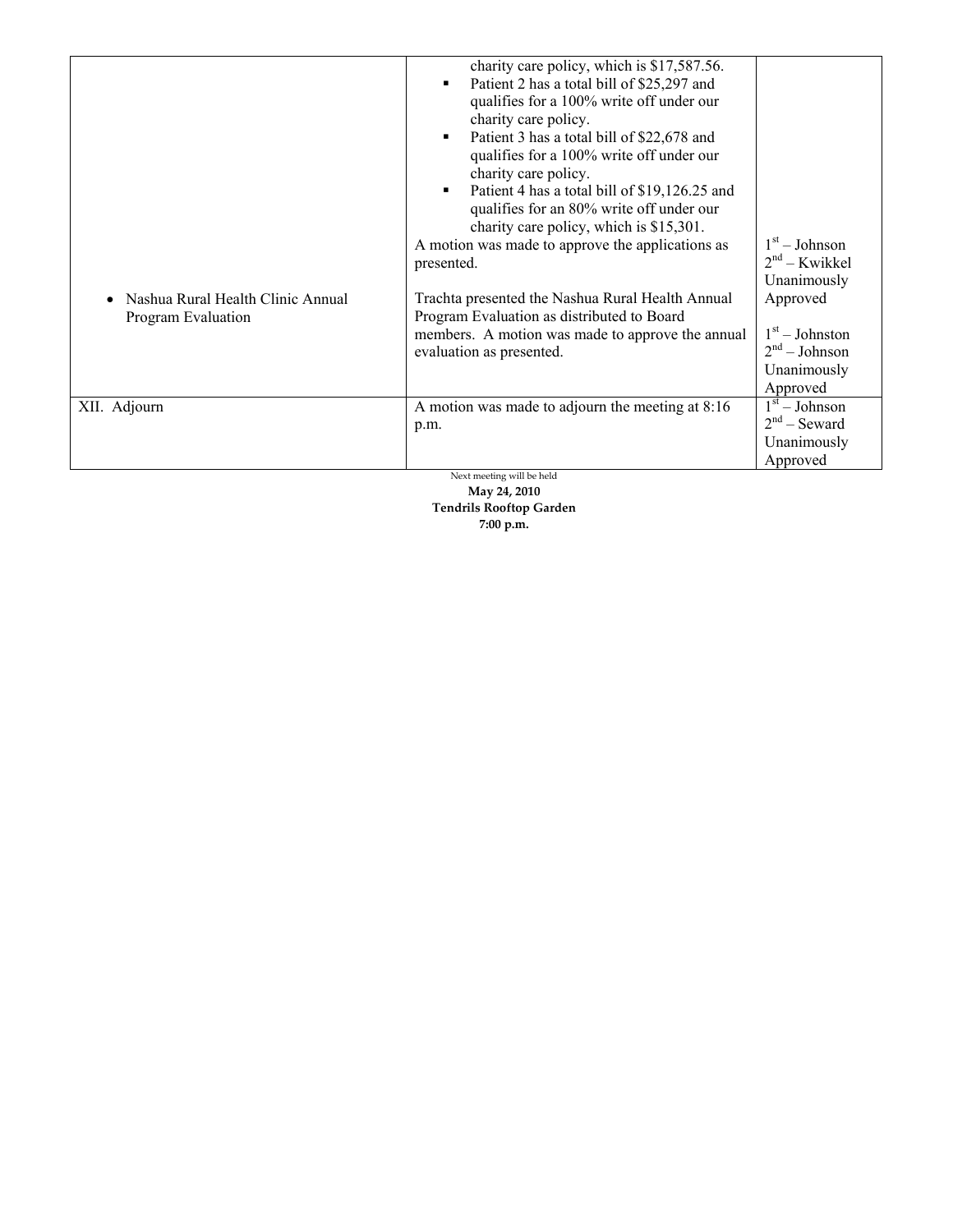| | | |
|---|---|---|
| | charity care policy, which is $17,587.56.<br>▪ Patient 2 has a total bill of $25,297 and qualifies for a 100% write off under our charity care policy.<br>▪ Patient 3 has a total bill of $22,678 and qualifies for a 100% write off under our charity care policy.<br>▪ Patient 4 has a total bill of $19,126.25 and qualifies for an 80% write off under our charity care policy, which is $15,301.<br>A motion was made to approve the applications as presented. | 1st – Johnson<br>2nd – Kwikkel<br>Unanimously Approved |
| • Nashua Rural Health Clinic Annual Program Evaluation | Trachta presented the Nashua Rural Health Annual Program Evaluation as distributed to Board members. A motion was made to approve the annual evaluation as presented. | 1st – Johnston<br>2nd – Johnson<br>Unanimously Approved |
| XII. Adjourn | A motion was made to adjourn the meeting at 8:16 p.m. | 1st – Johnson<br>2nd – Seward<br>Unanimously Approved |

Next meeting will be held

**May 24, 2010**

**Tendrils Rooftop Garden**

**7:00 p.m.**